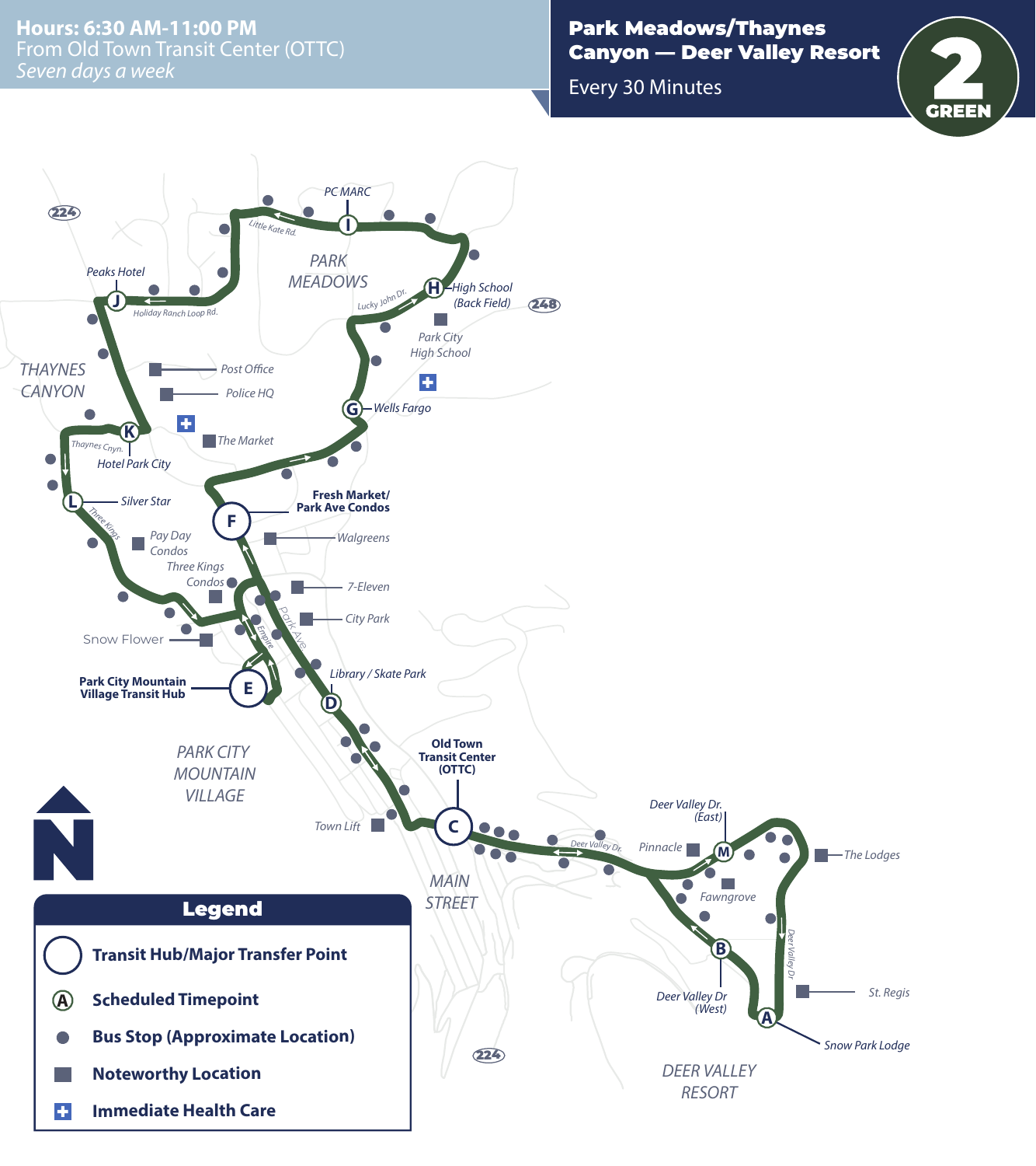**Hours: 6:30 AM-11:00 PM**
From Old Town Transit Center (OTTC)
*Seven days a week*

# Park Meadows/Thaynes Canyon — Deer Valley Resort

Every 30 Minutes

**2 GREEN**

224
248
224

PC MARC
Little Kate Rd.
PARK MEADOWS
Peaks Hotel
Holiday Ranch Loop Rd.
High School (Back Field)
Lucky John Dr.
Park City High School
THAYNES CANYON
Post Office
Police HQ
Wells Fargo
The Market
Thaynes Cnyn.
Hotel Park City
Silver Star
Three Kings
Fresh Market/ Park Ave Condos
Walgreens
Pay Day Condos
Three Kings Condos
7-Eleven
Park Ave
Empire
City Park
Snow Flower
Library / Skate Park
Park City Mountain Village Transit Hub
PARK CITY MOUNTAIN VILLAGE
Old Town Transit Center (OTTC)
Town Lift
MAIN STREET
Deer Valley Dr.
Deer Valley Dr. (East)
Pinnacle
The Lodges
Fawngrove
Deer Valley Dr
Deer Valley Dr (West)
St. Regis
Snow Park Lodge
DEER VALLEY RESORT

## Legend

- Transit Hub/Major Transfer Point
- Scheduled Timepoint
- Bus Stop (Approximate Location)
- Noteworthy Location
- Immediate Health Care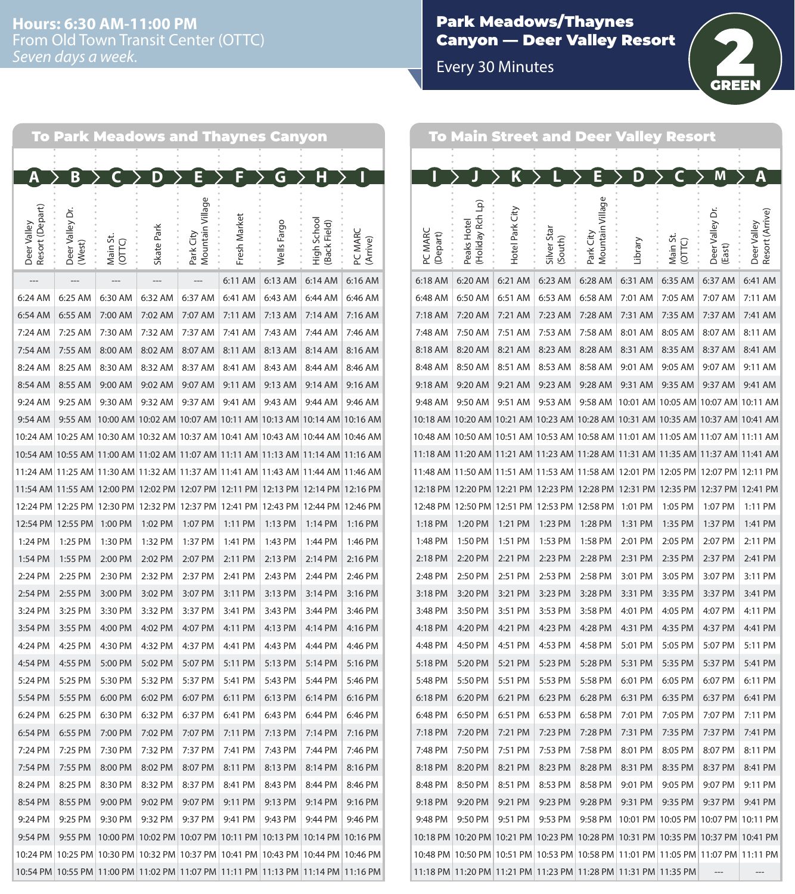**Hours: 6:30 AM-11:00 PM**
From Old Town Transit Center (OTTC)
*Seven days a week.*

# Park Meadows/Thaynes Canyon — Deer Valley Resort

Every 30 Minutes

**2 GREEN**

## To Park Meadows and Thaynes Canyon

| A Deer Valley Resort (Depart) | B Deer Valley Dr. (West) | C Main St. (OTTC) | D Skate Park | E Park City Mountain Village | F Fresh Market | G Wells Fargo | H High School (Back Field) | I PC MARC (Arrive) |
|---|---|---|---|---|---|---|---|---|
| --- | --- | --- | --- | --- | 6:11 AM | 6:13 AM | 6:14 AM | 6:16 AM |
| 6:24 AM | 6:25 AM | 6:30 AM | 6:32 AM | 6:37 AM | 6:41 AM | 6:43 AM | 6:44 AM | 6:46 AM |
| 6:54 AM | 6:55 AM | 7:00 AM | 7:02 AM | 7:07 AM | 7:11 AM | 7:13 AM | 7:14 AM | 7:16 AM |
| 7:24 AM | 7:25 AM | 7:30 AM | 7:32 AM | 7:37 AM | 7:41 AM | 7:43 AM | 7:44 AM | 7:46 AM |
| 7:54 AM | 7:55 AM | 8:00 AM | 8:02 AM | 8:07 AM | 8:11 AM | 8:13 AM | 8:14 AM | 8:16 AM |
| 8:24 AM | 8:25 AM | 8:30 AM | 8:32 AM | 8:37 AM | 8:41 AM | 8:43 AM | 8:44 AM | 8:46 AM |
| 8:54 AM | 8:55 AM | 9:00 AM | 9:02 AM | 9:07 AM | 9:11 AM | 9:13 AM | 9:14 AM | 9:16 AM |
| 9:24 AM | 9:25 AM | 9:30 AM | 9:32 AM | 9:37 AM | 9:41 AM | 9:43 AM | 9:44 AM | 9:46 AM |
| 9:54 AM | 9:55 AM | 10:00 AM | 10:02 AM | 10:07 AM | 10:11 AM | 10:13 AM | 10:14 AM | 10:16 AM |
| 10:24 AM | 10:25 AM | 10:30 AM | 10:32 AM | 10:37 AM | 10:41 AM | 10:43 AM | 10:44 AM | 10:46 AM |
| 10:54 AM | 10:55 AM | 11:00 AM | 11:02 AM | 11:07 AM | 11:11 AM | 11:13 AM | 11:14 AM | 11:16 AM |
| 11:24 AM | 11:25 AM | 11:30 AM | 11:32 AM | 11:37 AM | 11:41 AM | 11:43 AM | 11:44 AM | 11:46 AM |
| 11:54 AM | 11:55 AM | 12:00 PM | 12:02 PM | 12:07 PM | 12:11 PM | 12:13 PM | 12:14 PM | 12:16 PM |
| 12:24 PM | 12:25 PM | 12:30 PM | 12:32 PM | 12:37 PM | 12:41 PM | 12:43 PM | 12:44 PM | 12:46 PM |
| 12:54 PM | 12:55 PM | 1:00 PM | 1:02 PM | 1:07 PM | 1:11 PM | 1:13 PM | 1:14 PM | 1:16 PM |
| 1:24 PM | 1:25 PM | 1:30 PM | 1:32 PM | 1:37 PM | 1:41 PM | 1:43 PM | 1:44 PM | 1:46 PM |
| 1:54 PM | 1:55 PM | 2:00 PM | 2:02 PM | 2:07 PM | 2:11 PM | 2:13 PM | 2:14 PM | 2:16 PM |
| 2:24 PM | 2:25 PM | 2:30 PM | 2:32 PM | 2:37 PM | 2:41 PM | 2:43 PM | 2:44 PM | 2:46 PM |
| 2:54 PM | 2:55 PM | 3:00 PM | 3:02 PM | 3:07 PM | 3:11 PM | 3:13 PM | 3:14 PM | 3:16 PM |
| 3:24 PM | 3:25 PM | 3:30 PM | 3:32 PM | 3:37 PM | 3:41 PM | 3:43 PM | 3:44 PM | 3:46 PM |
| 3:54 PM | 3:55 PM | 4:00 PM | 4:02 PM | 4:07 PM | 4:11 PM | 4:13 PM | 4:14 PM | 4:16 PM |
| 4:24 PM | 4:25 PM | 4:30 PM | 4:32 PM | 4:37 PM | 4:41 PM | 4:43 PM | 4:44 PM | 4:46 PM |
| 4:54 PM | 4:55 PM | 5:00 PM | 5:02 PM | 5:07 PM | 5:11 PM | 5:13 PM | 5:14 PM | 5:16 PM |
| 5:24 PM | 5:25 PM | 5:30 PM | 5:32 PM | 5:37 PM | 5:41 PM | 5:43 PM | 5:44 PM | 5:46 PM |
| 5:54 PM | 5:55 PM | 6:00 PM | 6:02 PM | 6:07 PM | 6:11 PM | 6:13 PM | 6:14 PM | 6:16 PM |
| 6:24 PM | 6:25 PM | 6:30 PM | 6:32 PM | 6:37 PM | 6:41 PM | 6:43 PM | 6:44 PM | 6:46 PM |
| 6:54 PM | 6:55 PM | 7:00 PM | 7:02 PM | 7:07 PM | 7:11 PM | 7:13 PM | 7:14 PM | 7:16 PM |
| 7:24 PM | 7:25 PM | 7:30 PM | 7:32 PM | 7:37 PM | 7:41 PM | 7:43 PM | 7:44 PM | 7:46 PM |
| 7:54 PM | 7:55 PM | 8:00 PM | 8:02 PM | 8:07 PM | 8:11 PM | 8:13 PM | 8:14 PM | 8:16 PM |
| 8:24 PM | 8:25 PM | 8:30 PM | 8:32 PM | 8:37 PM | 8:41 PM | 8:43 PM | 8:44 PM | 8:46 PM |
| 8:54 PM | 8:55 PM | 9:00 PM | 9:02 PM | 9:07 PM | 9:11 PM | 9:13 PM | 9:14 PM | 9:16 PM |
| 9:24 PM | 9:25 PM | 9:30 PM | 9:32 PM | 9:37 PM | 9:41 PM | 9:43 PM | 9:44 PM | 9:46 PM |
| 9:54 PM | 9:55 PM | 10:00 PM | 10:02 PM | 10:07 PM | 10:11 PM | 10:13 PM | 10:14 PM | 10:16 PM |
| 10:24 PM | 10:25 PM | 10:30 PM | 10:32 PM | 10:37 PM | 10:41 PM | 10:43 PM | 10:44 PM | 10:46 PM |
| 10:54 PM | 10:55 PM | 11:00 PM | 11:02 PM | 11:07 PM | 11:11 PM | 11:13 PM | 11:14 PM | 11:16 PM |

## To Main Street and Deer Valley Resort

| I PC MARC (Depart) | J Peaks Hotel (Holiday Rch Lp) | K Hotel Park City | L Silver Star (South) | E Park City Mountain Village | D Library | C Main St. (OTTC) | M Deer Valley Dr. (East) | A Deer Valley Resort (Arrive) |
|---|---|---|---|---|---|---|---|---|
| 6:18 AM | 6:20 AM | 6:21 AM | 6:23 AM | 6:28 AM | 6:31 AM | 6:35 AM | 6:37 AM | 6:41 AM |
| 6:48 AM | 6:50 AM | 6:51 AM | 6:53 AM | 6:58 AM | 7:01 AM | 7:05 AM | 7:07 AM | 7:11 AM |
| 7:18 AM | 7:20 AM | 7:21 AM | 7:23 AM | 7:28 AM | 7:31 AM | 7:35 AM | 7:37 AM | 7:41 AM |
| 7:48 AM | 7:50 AM | 7:51 AM | 7:53 AM | 7:58 AM | 8:01 AM | 8:05 AM | 8:07 AM | 8:11 AM |
| 8:18 AM | 8:20 AM | 8:21 AM | 8:23 AM | 8:28 AM | 8:31 AM | 8:35 AM | 8:37 AM | 8:41 AM |
| 8:48 AM | 8:50 AM | 8:51 AM | 8:53 AM | 8:58 AM | 9:01 AM | 9:05 AM | 9:07 AM | 9:11 AM |
| 9:18 AM | 9:20 AM | 9:21 AM | 9:23 AM | 9:28 AM | 9:31 AM | 9:35 AM | 9:37 AM | 9:41 AM |
| 9:48 AM | 9:50 AM | 9:51 AM | 9:53 AM | 9:58 AM | 10:01 AM | 10:05 AM | 10:07 AM | 10:11 AM |
| 10:18 AM | 10:20 AM | 10:21 AM | 10:23 AM | 10:28 AM | 10:31 AM | 10:35 AM | 10:37 AM | 10:41 AM |
| 10:48 AM | 10:50 AM | 10:51 AM | 10:53 AM | 10:58 AM | 11:01 AM | 11:05 AM | 11:07 AM | 11:11 AM |
| 11:18 AM | 11:20 AM | 11:21 AM | 11:23 AM | 11:28 AM | 11:31 AM | 11:35 AM | 11:37 AM | 11:41 AM |
| 11:48 AM | 11:50 AM | 11:51 AM | 11:53 AM | 11:58 AM | 12:01 PM | 12:05 PM | 12:07 PM | 12:11 PM |
| 12:18 PM | 12:20 PM | 12:21 PM | 12:23 PM | 12:28 PM | 12:31 PM | 12:35 PM | 12:37 PM | 12:41 PM |
| 12:48 PM | 12:50 PM | 12:51 PM | 12:53 PM | 12:58 PM | 1:01 PM | 1:05 PM | 1:07 PM | 1:11 PM |
| 1:18 PM | 1:20 PM | 1:21 PM | 1:23 PM | 1:28 PM | 1:31 PM | 1:35 PM | 1:37 PM | 1:41 PM |
| 1:48 PM | 1:50 PM | 1:51 PM | 1:53 PM | 1:58 PM | 2:01 PM | 2:05 PM | 2:07 PM | 2:11 PM |
| 2:18 PM | 2:20 PM | 2:21 PM | 2:23 PM | 2:28 PM | 2:31 PM | 2:35 PM | 2:37 PM | 2:41 PM |
| 2:48 PM | 2:50 PM | 2:51 PM | 2:53 PM | 2:58 PM | 3:01 PM | 3:05 PM | 3:07 PM | 3:11 PM |
| 3:18 PM | 3:20 PM | 3:21 PM | 3:23 PM | 3:28 PM | 3:31 PM | 3:35 PM | 3:37 PM | 3:41 PM |
| 3:48 PM | 3:50 PM | 3:51 PM | 3:53 PM | 3:58 PM | 4:01 PM | 4:05 PM | 4:07 PM | 4:11 PM |
| 4:18 PM | 4:20 PM | 4:21 PM | 4:23 PM | 4:28 PM | 4:31 PM | 4:35 PM | 4:37 PM | 4:41 PM |
| 4:48 PM | 4:50 PM | 4:51 PM | 4:53 PM | 4:58 PM | 5:01 PM | 5:05 PM | 5:07 PM | 5:11 PM |
| 5:18 PM | 5:20 PM | 5:21 PM | 5:23 PM | 5:28 PM | 5:31 PM | 5:35 PM | 5:37 PM | 5:41 PM |
| 5:48 PM | 5:50 PM | 5:51 PM | 5:53 PM | 5:58 PM | 6:01 PM | 6:05 PM | 6:07 PM | 6:11 PM |
| 6:18 PM | 6:20 PM | 6:21 PM | 6:23 PM | 6:28 PM | 6:31 PM | 6:35 PM | 6:37 PM | 6:41 PM |
| 6:48 PM | 6:50 PM | 6:51 PM | 6:53 PM | 6:58 PM | 7:01 PM | 7:05 PM | 7:07 PM | 7:11 PM |
| 7:18 PM | 7:20 PM | 7:21 PM | 7:23 PM | 7:28 PM | 7:31 PM | 7:35 PM | 7:37 PM | 7:41 PM |
| 7:48 PM | 7:50 PM | 7:51 PM | 7:53 PM | 7:58 PM | 8:01 PM | 8:05 PM | 8:07 PM | 8:11 PM |
| 8:18 PM | 8:20 PM | 8:21 PM | 8:23 PM | 8:28 PM | 8:31 PM | 8:35 PM | 8:37 PM | 8:41 PM |
| 8:48 PM | 8:50 PM | 8:51 PM | 8:53 PM | 8:58 PM | 9:01 PM | 9:05 PM | 9:07 PM | 9:11 PM |
| 9:18 PM | 9:20 PM | 9:21 PM | 9:23 PM | 9:28 PM | 9:31 PM | 9:35 PM | 9:37 PM | 9:41 PM |
| 9:48 PM | 9:50 PM | 9:51 PM | 9:53 PM | 9:58 PM | 10:01 PM | 10:05 PM | 10:07 PM | 10:11 PM |
| 10:18 PM | 10:20 PM | 10:21 PM | 10:23 PM | 10:28 PM | 10:31 PM | 10:35 PM | 10:37 PM | 10:41 PM |
| 10:48 PM | 10:50 PM | 10:51 PM | 10:53 PM | 10:58 PM | 11:01 PM | 11:05 PM | 11:07 PM | 11:11 PM |
| 11:18 PM | 11:20 PM | 11:21 PM | 11:23 PM | 11:28 PM | 11:31 PM | 11:35 PM | --- | --- |